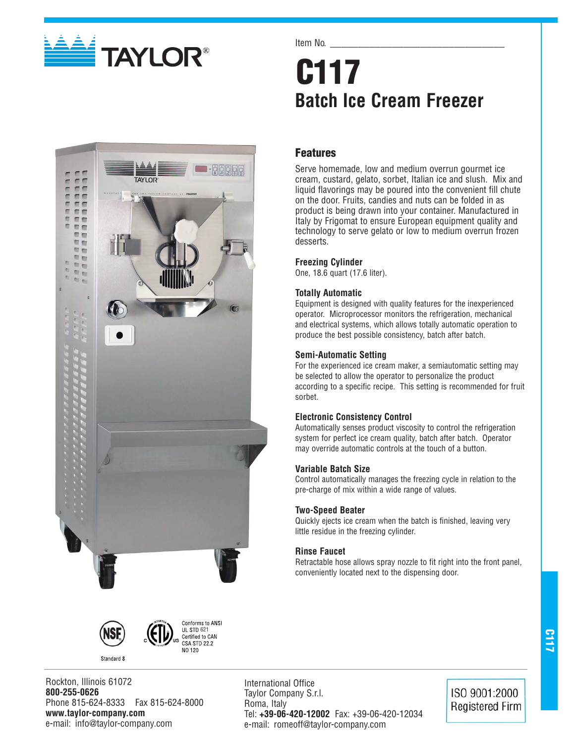# TAYLOR®

Item No. ___________________________________

# C117

## Batch Ice Cream Freezer

### Features

Serve homemade, low and medium overrun gourmet ice cream, custard, gelato, sorbet, Italian ice and slush. Mix and liquid flavorings may be poured into the convenient fill chute on the door. Fruits, candies and nuts can be folded in as product is being drawn into your container. Manufactured in Italy by Frigomat to ensure European equipment quality and technology to serve gelato or low to medium overrun frozen desserts.

**Freezing Cylinder**

One, 18.6 quart (17.6 liter).

**Totally Automatic**

Equipment is designed with quality features for the inexperienced operator. Microprocessor monitors the refrigeration, mechanical and electrical systems, which allows totally automatic operation to produce the best possible consistency, batch after batch.

**Semi-Automatic Setting**

For the experienced ice cream maker, a semiautomatic setting may be selected to allow the operator to personalize the product according to a specific recipe. This setting is recommended for fruit sorbet.

**Electronic Consistency Control**

Automatically senses product viscosity to control the refrigeration system for perfect ice cream quality, batch after batch. Operator may override automatic controls at the touch of a button.

**Variable Batch Size**

Control automatically manages the freezing cycle in relation to the pre-charge of mix within a wide range of values.

**Two-Speed Beater**

Quickly ejects ice cream when the batch is finished, leaving very little residue in the freezing cylinder.

**Rinse Faucet**

Retractable hose allows spray nozzle to fit right into the front panel, conveniently located next to the dispensing door.

NSF Standard 8

Conforms to ANSI UL STD 621
Certified to CAN CSA STD 22.2 NO 120

Rockton, Illinois 61072
**800-255-0626**
Phone 815-624-8333 Fax 815-624-8000
**www.taylor-company.com**
e-mail: info@taylor-company.com

International Office
Taylor Company S.r.l.
Roma, Italy
Tel: **+39-06-420-12002** Fax: +39-06-420-12034
e-mail: romeoff@taylor-company.com

ISO 9001:2000 Registered Firm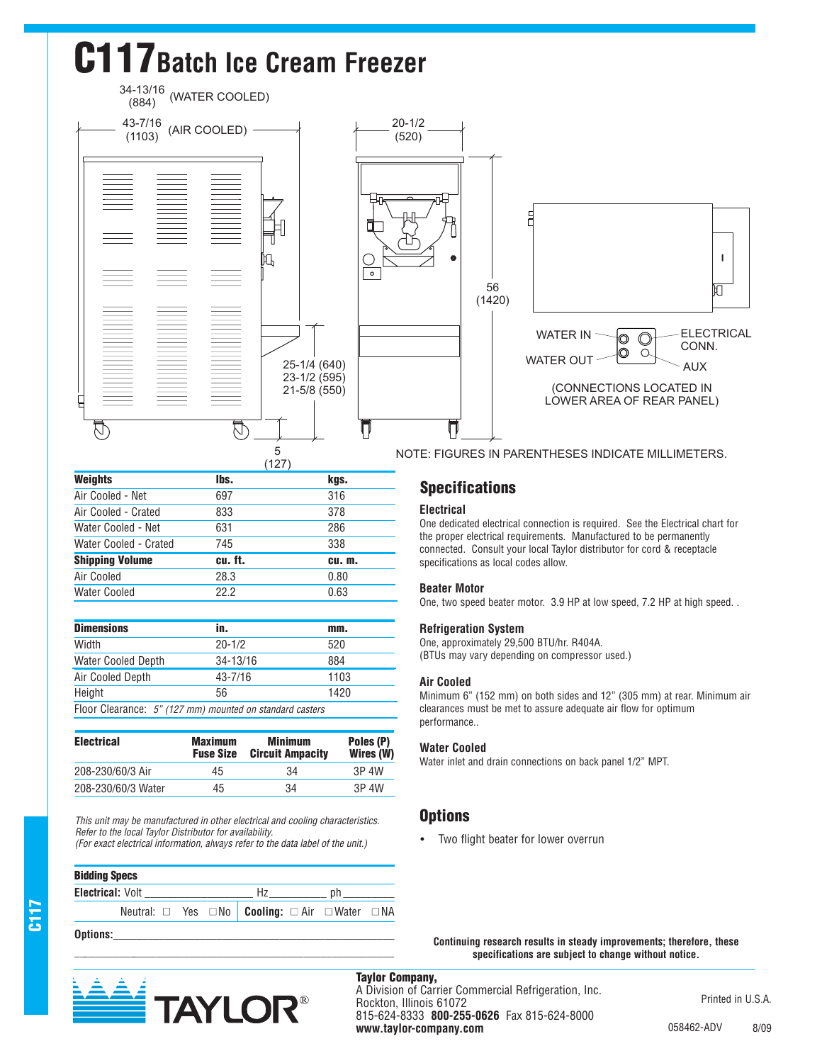# C117 Batch Ice Cream Freezer

34-13/16 (884) (WATER COOLED)

43-7/16 (1103) (AIR COOLED)

20-1/2 (520)

56 (1420)

25-1/4 (640)
23-1/2 (595)
21-5/8 (550)

5 (127)

WATER IN
WATER OUT
ELECTRICAL CONN.
AUX

(CONNECTIONS LOCATED IN LOWER AREA OF REAR PANEL)

NOTE: FIGURES IN PARENTHESES INDICATE MILLIMETERS.

| Weights | lbs. | kgs. |
|---|---|---|
| Air Cooled - Net | 697 | 316 |
| Air Cooled - Crated | 833 | 378 |
| Water Cooled - Net | 631 | 286 |
| Water Cooled - Crated | 745 | 338 |
| **Shipping Volume** | **cu. ft.** | **cu. m.** |
| Air Cooled | 28.3 | 0.80 |
| Water Cooled | 22.2 | 0.63 |

| Dimensions | in. | mm. |
|---|---|---|
| Width | 20-1/2 | 520 |
| Water Cooled Depth | 34-13/16 | 884 |
| Air Cooled Depth | 43-7/16 | 1103 |
| Height | 56 | 1420 |

Floor Clearance: *5" (127 mm) mounted on standard casters*

| Electrical | Maximum Fuse Size | Minimum Circuit Ampacity | Poles (P) Wires (W) |
|---|---|---|---|
| 208-230/60/3 Air | 45 | 34 | 3P 4W |
| 208-230/60/3 Water | 45 | 34 | 3P 4W |

*This unit may be manufactured in other electrical and cooling characteristics. Refer to the local Taylor Distributor for availability.*
*(For exact electrical information, always refer to the data label of the unit.)*

**Bidding Specs**

**Electrical:** Volt ____________ Hz ________ ph ________

Neutral: ☐ Yes ☐ No | **Cooling:** ☐ Air ☐ Water ☐ NA

**Options:** ____________________________________________

## Specifications

### Electrical

One dedicated electrical connection is required. See the Electrical chart for the proper electrical requirements. Manufactured to be permanently connected. Consult your local Taylor distributor for cord & receptacle specifications as local codes allow.

### Beater Motor

One, two speed beater motor. 3.9 HP at low speed, 7.2 HP at high speed. .

### Refrigeration System

One, approximately 29,500 BTU/hr. R404A.
(BTUs may vary depending on compressor used.)

### Air Cooled

Minimum 6" (152 mm) on both sides and 12" (305 mm) at rear. Minimum air clearances must be met to assure adequate air flow for optimum performance..

### Water Cooled

Water inlet and drain connections on back panel 1/2" MPT.

## Options

- Two flight beater for lower overrun

**Continuing research results in steady improvements; therefore, these specifications are subject to change without notice.**

TAYLOR®

**Taylor Company,**
A Division of Carrier Commercial Refrigeration, Inc.
Rockton, Illinois 61072
815-624-8333 **800-255-0626** Fax 815-624-8000
**www.taylor-company.com**

Printed in U.S.A.

058462-ADV 8/09